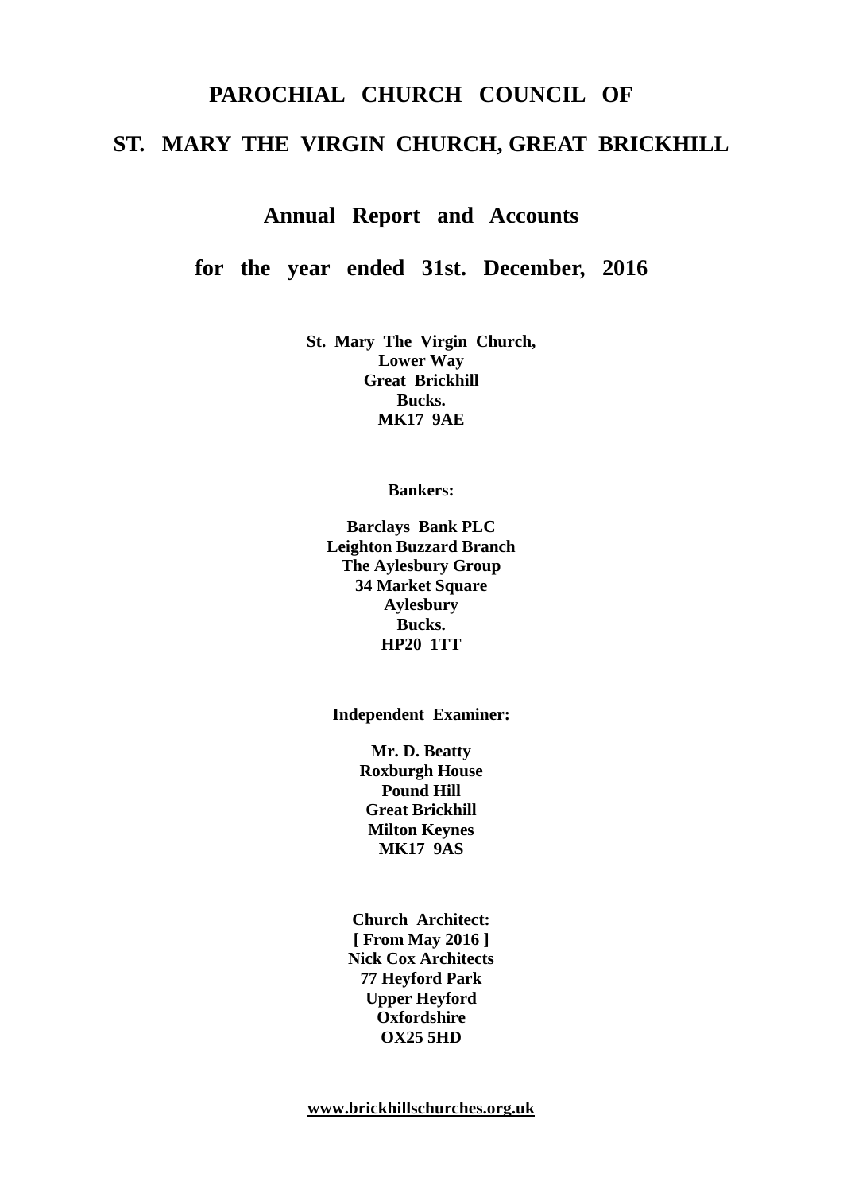# PAROCHIAL CHURCH COUNCIL OF

# ST. MARY THE VIRGIN CHURCH, GREAT BRICKHILL

## Annual Report and Accounts

## for the year ended 31st. December, 2016

**St. Mary The Virgin Church,**
**Lower Way**
**Great Brickhill**
**Bucks.**
**MK17 9AE**

**Bankers:**

**Barclays Bank PLC**
**Leighton Buzzard Branch**
**The Aylesbury Group**
**34 Market Square**
**Aylesbury**
**Bucks.**
**HP20 1TT**

**Independent Examiner:**

**Mr. D. Beatty**
**Roxburgh House**
**Pound Hill**
**Great Brickhill**
**Milton Keynes**
**MK17 9AS**

**Church Architect:**
**[ From May 2016 ]**
**Nick Cox Architects**
**77 Heyford Park**
**Upper Heyford**
**Oxfordshire**
**OX25 5HD**

**www.brickhillschurches.org.uk**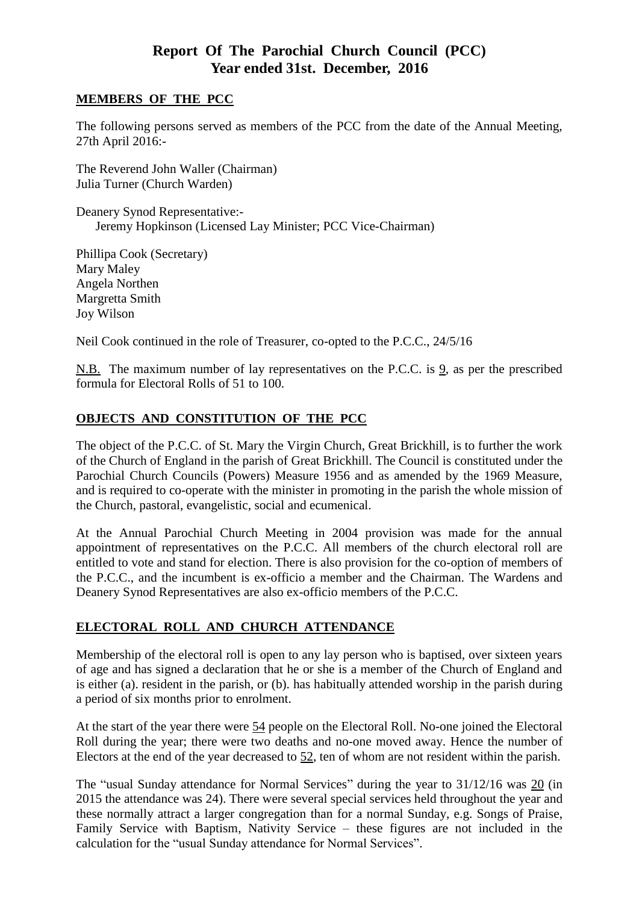# Report Of The Parochial Church Council (PCC) Year ended 31st. December, 2016

## MEMBERS OF THE PCC

The following persons served as members of the PCC from the date of the Annual Meeting, 27th April 2016:-

The Reverend John Waller (Chairman)
Julia Turner (Church Warden)

Deanery Synod Representative:-
Jeremy Hopkinson (Licensed Lay Minister; PCC Vice-Chairman)

Phillipa Cook (Secretary)
Mary Maley
Angela Northen
Margretta Smith
Joy Wilson

Neil Cook continued in the role of Treasurer, co-opted to the P.C.C., 24/5/16

N.B. The maximum number of lay representatives on the P.C.C. is 9, as per the prescribed formula for Electoral Rolls of 51 to 100.

## OBJECTS AND CONSTITUTION OF THE PCC

The object of the P.C.C. of St. Mary the Virgin Church, Great Brickhill, is to further the work of the Church of England in the parish of Great Brickhill. The Council is constituted under the Parochial Church Councils (Powers) Measure 1956 and as amended by the 1969 Measure, and is required to co-operate with the minister in promoting in the parish the whole mission of the Church, pastoral, evangelistic, social and ecumenical.

At the Annual Parochial Church Meeting in 2004 provision was made for the annual appointment of representatives on the P.C.C. All members of the church electoral roll are entitled to vote and stand for election. There is also provision for the co-option of members of the P.C.C., and the incumbent is ex-officio a member and the Chairman. The Wardens and Deanery Synod Representatives are also ex-officio members of the P.C.C.

## ELECTORAL ROLL AND CHURCH ATTENDANCE

Membership of the electoral roll is open to any lay person who is baptised, over sixteen years of age and has signed a declaration that he or she is a member of the Church of England and is either (a). resident in the parish, or (b). has habitually attended worship in the parish during a period of six months prior to enrolment.

At the start of the year there were 54 people on the Electoral Roll. No-one joined the Electoral Roll during the year; there were two deaths and no-one moved away. Hence the number of Electors at the end of the year decreased to 52, ten of whom are not resident within the parish.

The "usual Sunday attendance for Normal Services" during the year to 31/12/16 was 20 (in 2015 the attendance was 24). There were several special services held throughout the year and these normally attract a larger congregation than for a normal Sunday, e.g. Songs of Praise, Family Service with Baptism, Nativity Service – these figures are not included in the calculation for the "usual Sunday attendance for Normal Services".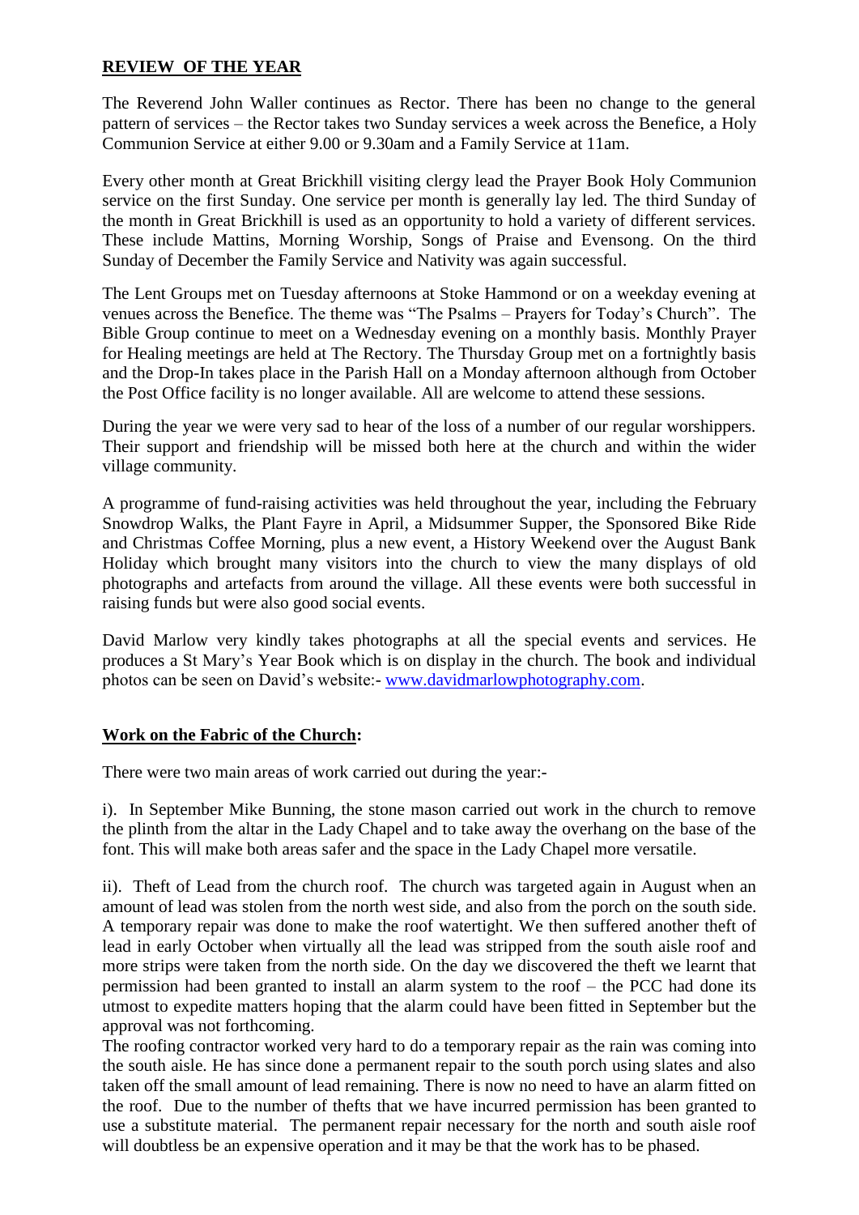## REVIEW OF THE YEAR

The Reverend John Waller continues as Rector. There has been no change to the general pattern of services – the Rector takes two Sunday services a week across the Benefice, a Holy Communion Service at either 9.00 or 9.30am and a Family Service at 11am.

Every other month at Great Brickhill visiting clergy lead the Prayer Book Holy Communion service on the first Sunday. One service per month is generally lay led. The third Sunday of the month in Great Brickhill is used as an opportunity to hold a variety of different services. These include Mattins, Morning Worship, Songs of Praise and Evensong. On the third Sunday of December the Family Service and Nativity was again successful.

The Lent Groups met on Tuesday afternoons at Stoke Hammond or on a weekday evening at venues across the Benefice. The theme was "The Psalms – Prayers for Today's Church". The Bible Group continue to meet on a Wednesday evening on a monthly basis. Monthly Prayer for Healing meetings are held at The Rectory. The Thursday Group met on a fortnightly basis and the Drop-In takes place in the Parish Hall on a Monday afternoon although from October the Post Office facility is no longer available. All are welcome to attend these sessions.

During the year we were very sad to hear of the loss of a number of our regular worshippers. Their support and friendship will be missed both here at the church and within the wider village community.

A programme of fund-raising activities was held throughout the year, including the February Snowdrop Walks, the Plant Fayre in April, a Midsummer Supper, the Sponsored Bike Ride and Christmas Coffee Morning, plus a new event, a History Weekend over the August Bank Holiday which brought many visitors into the church to view the many displays of old photographs and artefacts from around the village. All these events were both successful in raising funds but were also good social events.

David Marlow very kindly takes photographs at all the special events and services. He produces a St Mary's Year Book which is on display in the church. The book and individual photos can be seen on David's website:- www.davidmarlowphotography.com.

## Work on the Fabric of the Church:

There were two main areas of work carried out during the year:-

i). In September Mike Bunning, the stone mason carried out work in the church to remove the plinth from the altar in the Lady Chapel and to take away the overhang on the base of the font. This will make both areas safer and the space in the Lady Chapel more versatile.

ii). Theft of Lead from the church roof. The church was targeted again in August when an amount of lead was stolen from the north west side, and also from the porch on the south side. A temporary repair was done to make the roof watertight. We then suffered another theft of lead in early October when virtually all the lead was stripped from the south aisle roof and more strips were taken from the north side. On the day we discovered the theft we learnt that permission had been granted to install an alarm system to the roof – the PCC had done its utmost to expedite matters hoping that the alarm could have been fitted in September but the approval was not forthcoming.

The roofing contractor worked very hard to do a temporary repair as the rain was coming into the south aisle. He has since done a permanent repair to the south porch using slates and also taken off the small amount of lead remaining. There is now no need to have an alarm fitted on the roof. Due to the number of thefts that we have incurred permission has been granted to use a substitute material. The permanent repair necessary for the north and south aisle roof will doubtless be an expensive operation and it may be that the work has to be phased.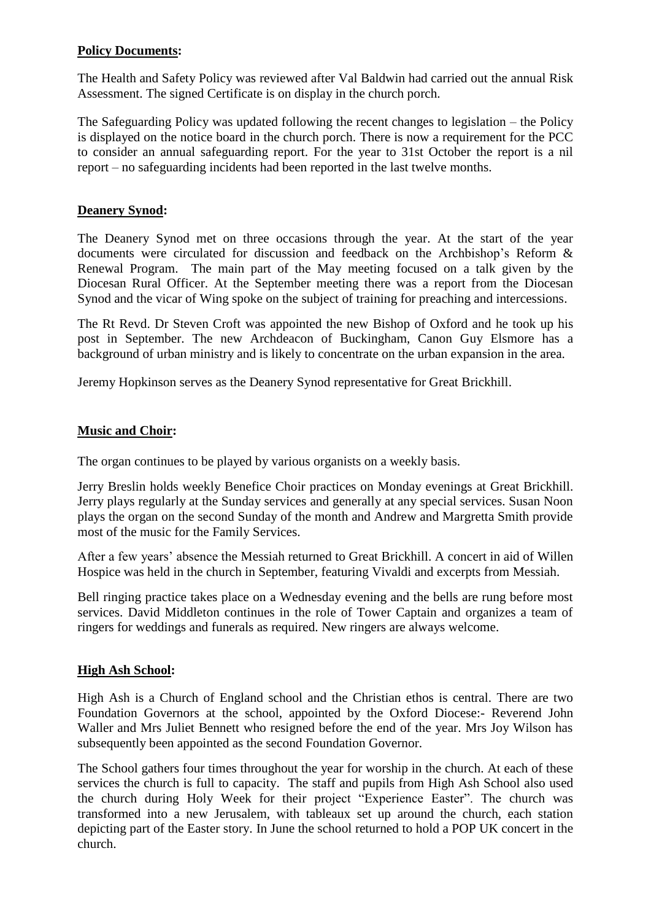**Policy Documents:**

The Health and Safety Policy was reviewed after Val Baldwin had carried out the annual Risk Assessment. The signed Certificate is on display in the church porch.

The Safeguarding Policy was updated following the recent changes to legislation – the Policy is displayed on the notice board in the church porch. There is now a requirement for the PCC to consider an annual safeguarding report. For the year to 31st October the report is a nil report – no safeguarding incidents had been reported in the last twelve months.

**Deanery Synod:**

The Deanery Synod met on three occasions through the year. At the start of the year documents were circulated for discussion and feedback on the Archbishop's Reform & Renewal Program. The main part of the May meeting focused on a talk given by the Diocesan Rural Officer. At the September meeting there was a report from the Diocesan Synod and the vicar of Wing spoke on the subject of training for preaching and intercessions.

The Rt Revd. Dr Steven Croft was appointed the new Bishop of Oxford and he took up his post in September. The new Archdeacon of Buckingham, Canon Guy Elsmore has a background of urban ministry and is likely to concentrate on the urban expansion in the area.

Jeremy Hopkinson serves as the Deanery Synod representative for Great Brickhill.

**Music and Choir:**

The organ continues to be played by various organists on a weekly basis.

Jerry Breslin holds weekly Benefice Choir practices on Monday evenings at Great Brickhill. Jerry plays regularly at the Sunday services and generally at any special services. Susan Noon plays the organ on the second Sunday of the month and Andrew and Margretta Smith provide most of the music for the Family Services.

After a few years' absence the Messiah returned to Great Brickhill. A concert in aid of Willen Hospice was held in the church in September, featuring Vivaldi and excerpts from Messiah.

Bell ringing practice takes place on a Wednesday evening and the bells are rung before most services. David Middleton continues in the role of Tower Captain and organizes a team of ringers for weddings and funerals as required. New ringers are always welcome.

**High Ash School:**

High Ash is a Church of England school and the Christian ethos is central. There are two Foundation Governors at the school, appointed by the Oxford Diocese:- Reverend John Waller and Mrs Juliet Bennett who resigned before the end of the year. Mrs Joy Wilson has subsequently been appointed as the second Foundation Governor.

The School gathers four times throughout the year for worship in the church. At each of these services the church is full to capacity. The staff and pupils from High Ash School also used the church during Holy Week for their project "Experience Easter". The church was transformed into a new Jerusalem, with tableaux set up around the church, each station depicting part of the Easter story. In June the school returned to hold a POP UK concert in the church.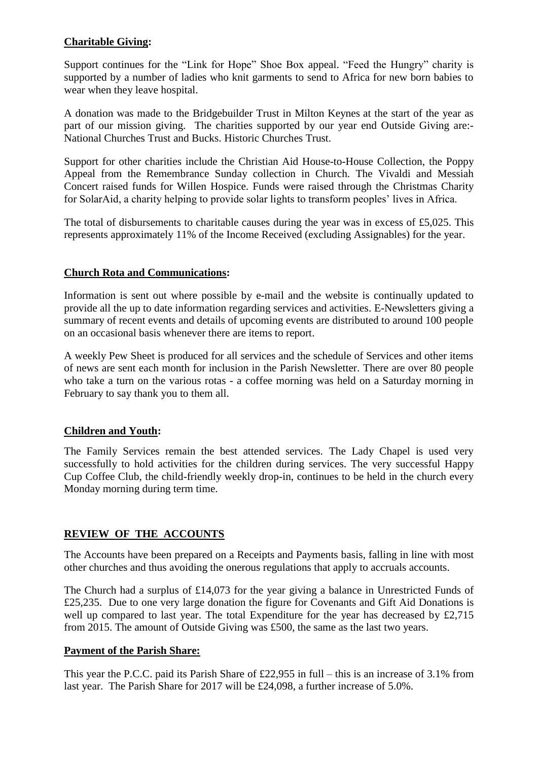**Charitable Giving:**

Support continues for the "Link for Hope" Shoe Box appeal. "Feed the Hungry" charity is supported by a number of ladies who knit garments to send to Africa for new born babies to wear when they leave hospital.

A donation was made to the Bridgebuilder Trust in Milton Keynes at the start of the year as part of our mission giving. The charities supported by our year end Outside Giving are:- National Churches Trust and Bucks. Historic Churches Trust.

Support for other charities include the Christian Aid House-to-House Collection, the Poppy Appeal from the Remembrance Sunday collection in Church. The Vivaldi and Messiah Concert raised funds for Willen Hospice. Funds were raised through the Christmas Charity for SolarAid, a charity helping to provide solar lights to transform peoples' lives in Africa.

The total of disbursements to charitable causes during the year was in excess of £5,025. This represents approximately 11% of the Income Received (excluding Assignables) for the year.

**Church Rota and Communications:**

Information is sent out where possible by e-mail and the website is continually updated to provide all the up to date information regarding services and activities. E-Newsletters giving a summary of recent events and details of upcoming events are distributed to around 100 people on an occasional basis whenever there are items to report.

A weekly Pew Sheet is produced for all services and the schedule of Services and other items of news are sent each month for inclusion in the Parish Newsletter. There are over 80 people who take a turn on the various rotas - a coffee morning was held on a Saturday morning in February to say thank you to them all.

**Children and Youth:**

The Family Services remain the best attended services. The Lady Chapel is used very successfully to hold activities for the children during services. The very successful Happy Cup Coffee Club, the child-friendly weekly drop-in, continues to be held in the church every Monday morning during term time.

## REVIEW OF THE ACCOUNTS

The Accounts have been prepared on a Receipts and Payments basis, falling in line with most other churches and thus avoiding the onerous regulations that apply to accruals accounts.

The Church had a surplus of £14,073 for the year giving a balance in Unrestricted Funds of £25,235. Due to one very large donation the figure for Covenants and Gift Aid Donations is well up compared to last year. The total Expenditure for the year has decreased by £2,715 from 2015. The amount of Outside Giving was £500, the same as the last two years.

**Payment of the Parish Share:**

This year the P.C.C. paid its Parish Share of £22,955 in full – this is an increase of 3.1% from last year. The Parish Share for 2017 will be £24,098, a further increase of 5.0%.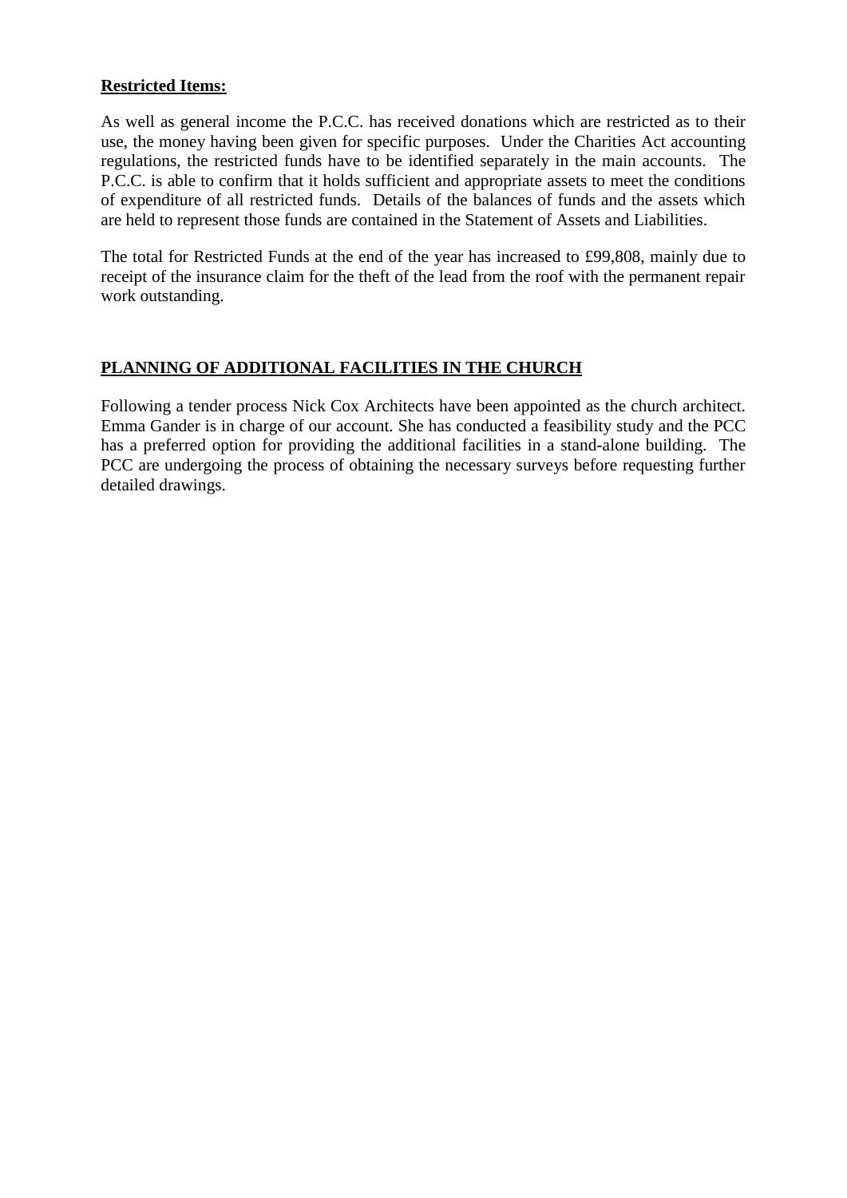**Restricted Items:**

As well as general income the P.C.C. has received donations which are restricted as to their use, the money having been given for specific purposes. Under the Charities Act accounting regulations, the restricted funds have to be identified separately in the main accounts. The P.C.C. is able to confirm that it holds sufficient and appropriate assets to meet the conditions of expenditure of all restricted funds. Details of the balances of funds and the assets which are held to represent those funds are contained in the Statement of Assets and Liabilities.

The total for Restricted Funds at the end of the year has increased to £99,808, mainly due to receipt of the insurance claim for the theft of the lead from the roof with the permanent repair work outstanding.

## PLANNING OF ADDITIONAL FACILITIES IN THE CHURCH

Following a tender process Nick Cox Architects have been appointed as the church architect. Emma Gander is in charge of our account. She has conducted a feasibility study and the PCC has a preferred option for providing the additional facilities in a stand-alone building. The PCC are undergoing the process of obtaining the necessary surveys before requesting further detailed drawings.